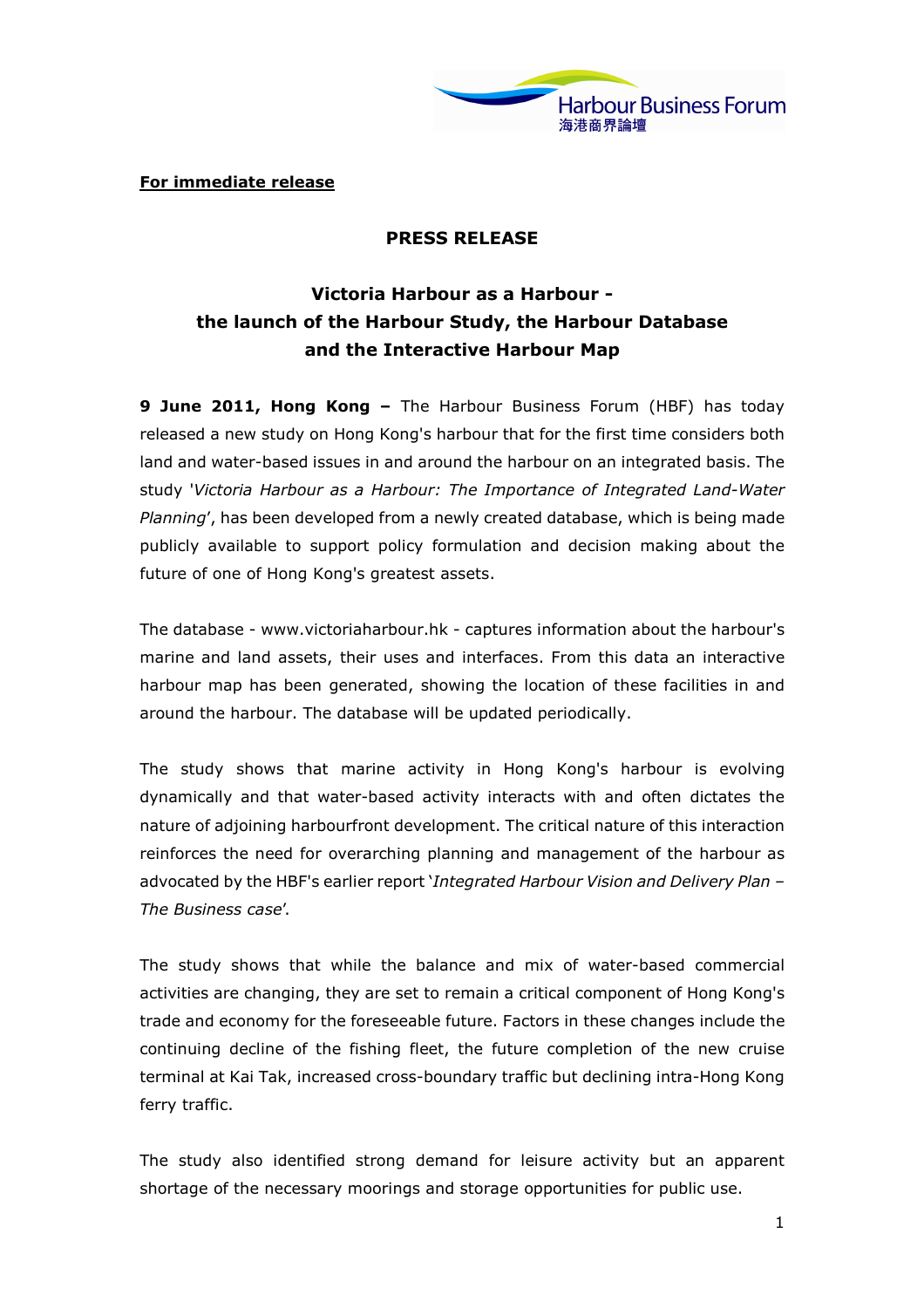Harbour Business Forum
海港商界論壇

**For immediate release**

**PRESS RELEASE**

# Victoria Harbour as a Harbour - the launch of the Harbour Study, the Harbour Database and the Interactive Harbour Map

**9 June 2011, Hong Kong –** The Harbour Business Forum (HBF) has today released a new study on Hong Kong's harbour that for the first time considers both land and water-based issues in and around the harbour on an integrated basis. The study '*Victoria Harbour as a Harbour: The Importance of Integrated Land-Water Planning*', has been developed from a newly created database, which is being made publicly available to support policy formulation and decision making about the future of one of Hong Kong's greatest assets.

The database - www.victoriaharbour.hk - captures information about the harbour's marine and land assets, their uses and interfaces. From this data an interactive harbour map has been generated, showing the location of these facilities in and around the harbour. The database will be updated periodically.

The study shows that marine activity in Hong Kong's harbour is evolving dynamically and that water-based activity interacts with and often dictates the nature of adjoining harbourfront development. The critical nature of this interaction reinforces the need for overarching planning and management of the harbour as advocated by the HBF's earlier report '*Integrated Harbour Vision and Delivery Plan – The Business case*'.

The study shows that while the balance and mix of water-based commercial activities are changing, they are set to remain a critical component of Hong Kong's trade and economy for the foreseeable future. Factors in these changes include the continuing decline of the fishing fleet, the future completion of the new cruise terminal at Kai Tak, increased cross-boundary traffic but declining intra-Hong Kong ferry traffic.

The study also identified strong demand for leisure activity but an apparent shortage of the necessary moorings and storage opportunities for public use.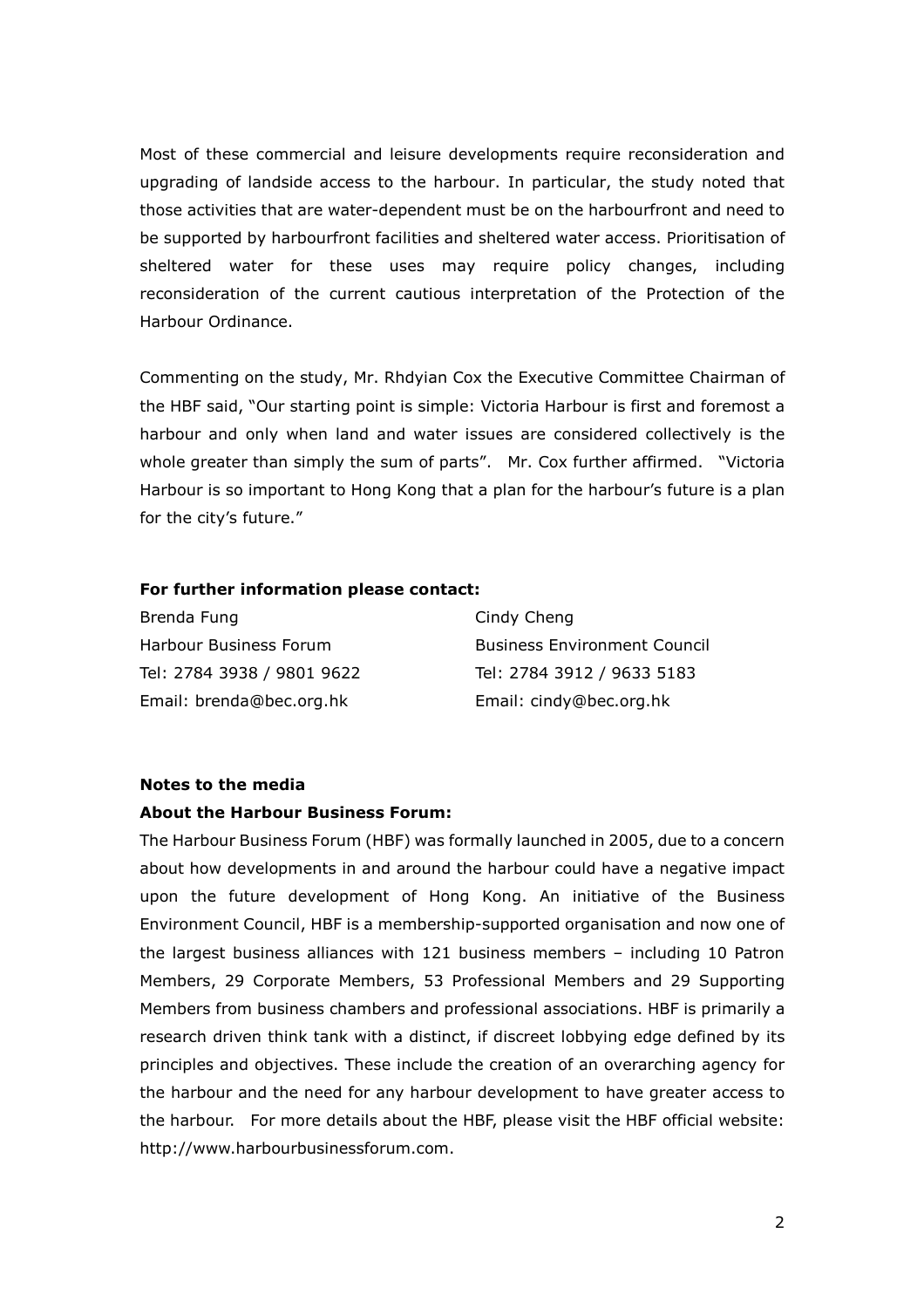Most of these commercial and leisure developments require reconsideration and upgrading of landside access to the harbour. In particular, the study noted that those activities that are water-dependent must be on the harbourfront and need to be supported by harbourfront facilities and sheltered water access. Prioritisation of sheltered water for these uses may require policy changes, including reconsideration of the current cautious interpretation of the Protection of the Harbour Ordinance.

Commenting on the study, Mr. Rhdyian Cox the Executive Committee Chairman of the HBF said, "Our starting point is simple: Victoria Harbour is first and foremost a harbour and only when land and water issues are considered collectively is the whole greater than simply the sum of parts". Mr. Cox further affirmed. "Victoria Harbour is so important to Hong Kong that a plan for the harbour's future is a plan for the city's future."

**For further information please contact:**

| | |
|---|---|
| Brenda Fung | Cindy Cheng |
| Harbour Business Forum | Business Environment Council |
| Tel: 2784 3938 / 9801 9622 | Tel: 2784 3912 / 9633 5183 |
| Email: brenda@bec.org.hk | Email: cindy@bec.org.hk |

**Notes to the media**

**About the Harbour Business Forum:**

The Harbour Business Forum (HBF) was formally launched in 2005, due to a concern about how developments in and around the harbour could have a negative impact upon the future development of Hong Kong. An initiative of the Business Environment Council, HBF is a membership-supported organisation and now one of the largest business alliances with 121 business members – including 10 Patron Members, 29 Corporate Members, 53 Professional Members and 29 Supporting Members from business chambers and professional associations. HBF is primarily a research driven think tank with a distinct, if discreet lobbying edge defined by its principles and objectives. These include the creation of an overarching agency for the harbour and the need for any harbour development to have greater access to the harbour. For more details about the HBF, please visit the HBF official website: http://www.harbourbusinessforum.com.